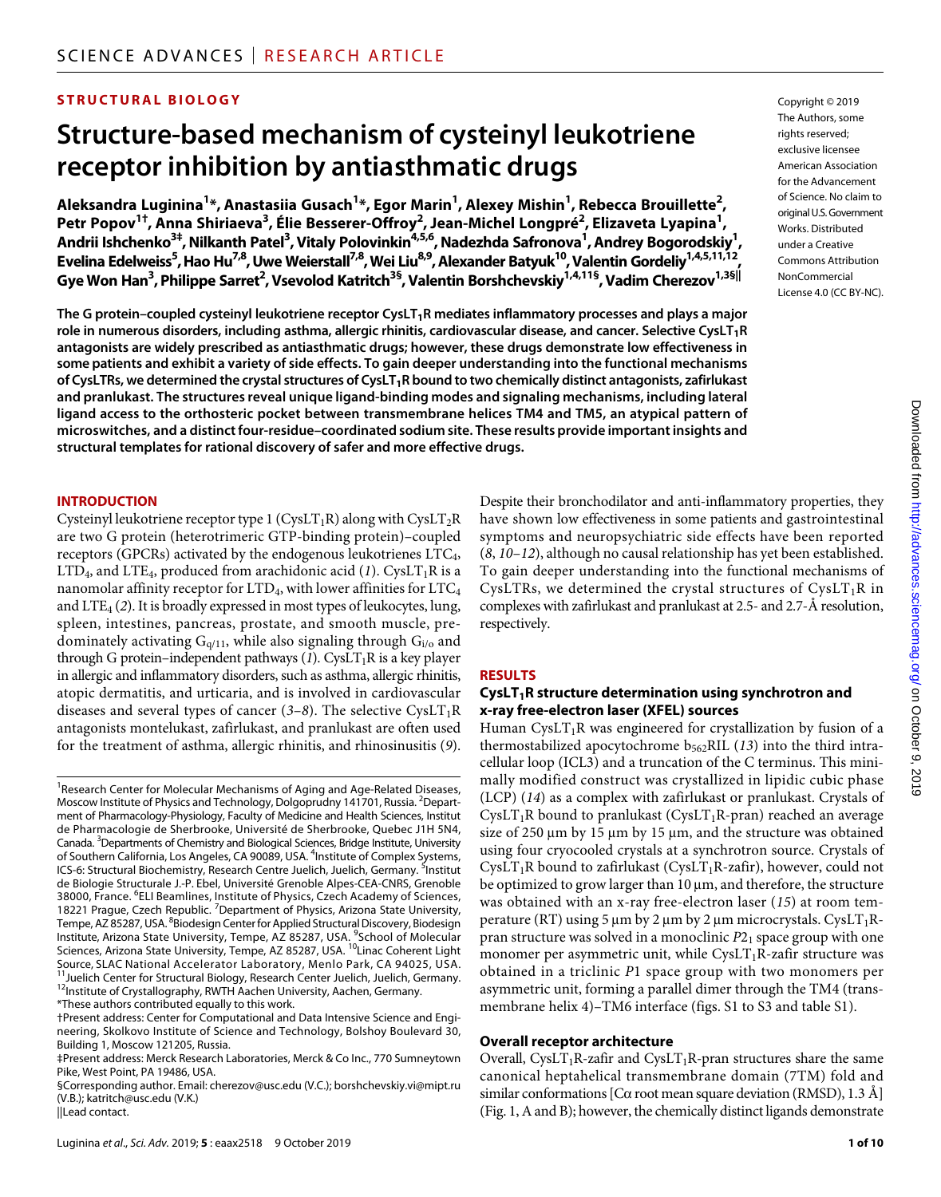STRUCTURAL BIOLOGY

# Structure-based mechanism of cysteinyl leukotriene receptor inhibition by antiasthmatic drugs

**Aleksandra Luginina[1]*, Anastasiia Gusach[1]*, Egor Marin[1], Alexey Mishin[1], Rebecca Brouillette[2], Petr Popov[1†], Anna Shiriaeva[3], Élie Besserer-Offroy[2], Jean-Michel Longpré[2], Elizaveta Lyapina[1], Andrii Ishchenko[3‡], Nilkanth Patel[3], Vitaly Polovinkin[4,5,6], Nadezhda Safronova[1], Andrey Bogorodskiy[1], Evelina Edelweiss[5], Hao Hu[7,8], Uwe Weierstall[7,8], Wei Liu[8,9], Alexander Batyuk[10], Valentin Gordeliy[1,4,5,11,12], Gye Won Han[3], Philippe Sarret[2], Vsevolod Katritch[3§], Valentin Borshchevskiy[1,4,11§], Vadim Cherezov[1,3§||]**

Copyright © 2019 The Authors, some rights reserved; exclusive licensee American Association for the Advancement of Science. No claim to original U.S. Government Works. Distributed under a Creative Commons Attribution NonCommercial License 4.0 (CC BY-NC).

**The G protein–coupled cysteinyl leukotriene receptor $CysLT_1R$ mediates inflammatory processes and plays a major role in numerous disorders, including asthma, allergic rhinitis, cardiovascular disease, and cancer. Selective $CysLT_1R$ antagonists are widely prescribed as antiasthmatic drugs; however, these drugs demonstrate low effectiveness in some patients and exhibit a variety of side effects. To gain deeper understanding into the functional mechanisms of CysLTRs, we determined the crystal structures of $CysLT_1R$ bound to two chemically distinct antagonists, zafirlukast and pranlukast. The structures reveal unique ligand-binding modes and signaling mechanisms, including lateral ligand access to the orthosteric pocket between transmembrane helices TM4 and TM5, an atypical pattern of microswitches, and a distinct four-residue–coordinated sodium site. These results provide important insights and structural templates for rational discovery of safer and more effective drugs.**

## INTRODUCTION

Cysteinyl leukotriene receptor type 1 ($CysLT_1R$) along with $CysLT_2R$ are two G protein (heterotrimeric GTP-binding protein)–coupled receptors (GPCRs) activated by the endogenous leukotrienes $LTC_4$, $LTD_4$, and $LTE_4$, produced from arachidonic acid (*1*). $CysLT_1R$ is a nanomolar affinity receptor for $LTD_4$, with lower affinities for $LTC_4$ and $LTE_4$ (*2*). It is broadly expressed in most types of leukocytes, lung, spleen, intestines, pancreas, prostate, and smooth muscle, predominately activating $G_{q/11}$, while also signaling through $G_{i/o}$ and through G protein–independent pathways (*1*). $CysLT_1R$ is a key player in allergic and inflammatory disorders, such as asthma, allergic rhinitis, atopic dermatitis, and urticaria, and is involved in cardiovascular diseases and several types of cancer (*3*–*8*). The selective $CysLT_1R$ antagonists montelukast, zafirlukast, and pranlukast are often used for the treatment of asthma, allergic rhinitis, and rhinosinusitis (*9*). Despite their bronchodilator and anti-inflammatory properties, they have shown low effectiveness in some patients and gastrointestinal symptoms and neuropsychiatric side effects have been reported (*8*, *10*–*12*), although no causal relationship has yet been established. To gain deeper understanding into the functional mechanisms of CysLTRs, we determined the crystal structures of $CysLT_1R$ in complexes with zafirlukast and pranlukast at 2.5- and 2.7-Å resolution, respectively.

[1]Research Center for Molecular Mechanisms of Aging and Age-Related Diseases, Moscow Institute of Physics and Technology, Dolgoprudny 141701, Russia. [2]Department of Pharmacology-Physiology, Faculty of Medicine and Health Sciences, Institut de Pharmacologie de Sherbrooke, Université de Sherbrooke, Quebec J1H 5N4, Canada. [3]Departments of Chemistry and Biological Sciences, Bridge Institute, University of Southern California, Los Angeles, CA 90089, USA. [4]Institute of Complex Systems, ICS-6: Structural Biochemistry, Research Centre Juelich, Juelich, Germany. [5]Institut de Biologie Structurale J.-P. Ebel, Université Grenoble Alpes-CEA-CNRS, Grenoble 38000, France. [6]ELI Beamlines, Institute of Physics, Czech Academy of Sciences, 18221 Prague, Czech Republic. [7]Department of Physics, Arizona State University, Tempe, AZ 85287, USA. [8]Biodesign Center for Applied Structural Discovery, Biodesign Institute, Arizona State University, Tempe, AZ 85287, USA. [9]School of Molecular Sciences, Arizona State University, Tempe, AZ 85287, USA. [10]Linac Coherent Light Source, SLAC National Accelerator Laboratory, Menlo Park, CA 94025, USA. [11]Juelich Center for Structural Biology, Research Center Juelich, Juelich, Germany. [12]Institute of Crystallography, RWTH Aachen University, Aachen, Germany.
*These authors contributed equally to this work.
†Present address: Center for Computational and Data Intensive Science and Engineering, Skolkovo Institute of Science and Technology, Bolshoy Boulevard 30, Building 1, Moscow 121205, Russia.
‡Present address: Merck Research Laboratories, Merck & Co Inc., 770 Sumneytown Pike, West Point, PA 19486, USA.
§Corresponding author. Email: cherezov@usc.edu (V.C.); borshchevskiy.vi@mipt.ru (V.B.); katritch@usc.edu (V.K.)
||Lead contact.

## RESULTS

### $CysLT_1R$ structure determination using synchrotron and x-ray free-electron laser (XFEL) sources

Human $CysLT_1R$ was engineered for crystallization by fusion of a thermostabilized apocytochrome $b_{562}$RIL (*13*) into the third intracellular loop (ICL3) and a truncation of the C terminus. This minimally modified construct was crystallized in lipidic cubic phase (LCP) (*14*) as a complex with zafirlukast or pranlukast. Crystals of $CysLT_1R$ bound to pranlukast ($CysLT_1R$-pran) reached an average size of 250 μm by 15 μm by 15 μm, and the structure was obtained using four cryocooled crystals at a synchrotron source. Crystals of $CysLT_1R$ bound to zafirlukast ($CysLT_1R$-zafir), however, could not be optimized to grow larger than 10 μm, and therefore, the structure was obtained with an x-ray free-electron laser (*15*) at room temperature (RT) using 5 μm by 2 μm by 2 μm microcrystals. $CysLT_1R$-pran structure was solved in a monoclinic $P2_1$ space group with one monomer per asymmetric unit, while $CysLT_1R$-zafir structure was obtained in a triclinic $P1$ space group with two monomers per asymmetric unit, forming a parallel dimer through the TM4 (transmembrane helix 4)–TM6 interface (figs. S1 to S3 and table S1).

### Overall receptor architecture

Overall, $CysLT_1R$-zafir and $CysLT_1R$-pran structures share the same canonical heptahelical transmembrane domain (7TM) fold and similar conformations [Cα root mean square deviation (RMSD), 1.3 Å] (Fig. 1, A and B); however, the chemically distinct ligands demonstrate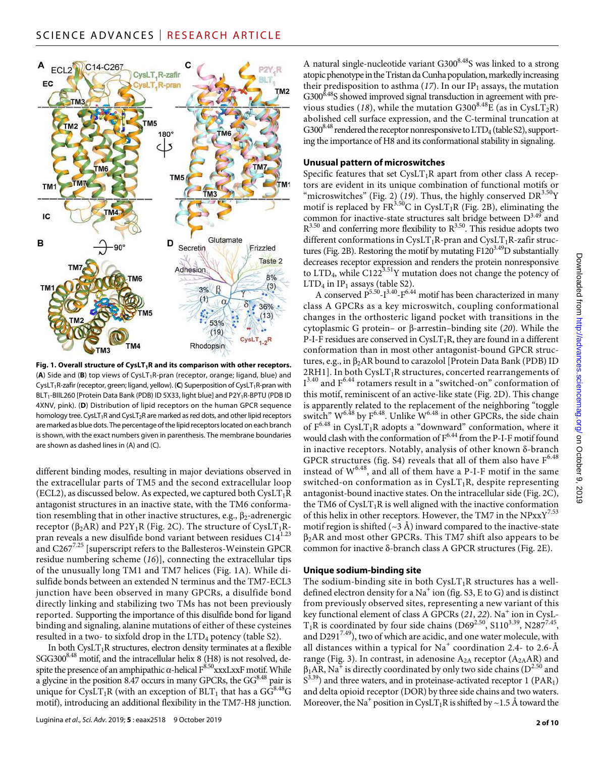**Fig. 1. Overall structure of $CysLT_1R$ and its comparison with other receptors.** (**A**) Side and (**B**) top views of $CysLT_1R$-pran (receptor, orange; ligand, blue) and $CysLT_1R$-zafir (receptor, green; ligand, yellow). (**C**) Superposition of $CysLT_1R$-pran with $BLT_1$-BIIL260 [Protein Data Bank (PDB) ID 5X33, light blue] and $P2Y_1R$-BPTU (PDB ID 4XNV, pink). (**D**) Distribution of lipid receptors on the human GPCR sequence homology tree. $CysLT_1R$ and $CysLT_2R$ are marked as red dots, and other lipid receptors are marked as blue dots. The percentage of the lipid receptors located on each branch is shown, with the exact numbers given in parenthesis. The membrane boundaries are shown as dashed lines in (A) and (C).

different binding modes, resulting in major deviations observed in the extracellular parts of TM5 and the second extracellular loop (ECL2), as discussed below. As expected, we captured both $CysLT_1R$ antagonist structures in an inactive state, with the TM6 conformation resembling that in other inactive structures, e.g., $\beta_2$-adrenergic receptor ($\beta_2AR$) and $P2Y_1R$ (Fig. 2C). The structure of $CysLT_1R$-pran reveals a new disulfide bond variant between residues $C14^{1.23}$ and $C267^{7.25}$ [superscript refers to the Ballesteros-Weinstein GPCR residue numbering scheme (*16*)], connecting the extracellular tips of the unusually long TM1 and TM7 helices (Fig. 1A). While disulfide bonds between an extended N terminus and the TM7-ECL3 junction have been observed in many GPCRs, a disulfide bond directly linking and stabilizing two TMs has not been previously reported. Supporting the importance of this disulfide bond for ligand binding and signaling, alanine mutations of either of these cysteines resulted in a two- to sixfold drop in the $LTD_4$ potency (table S2).

In both $CysLT_1R$ structures, electron density terminates at a flexible $SGG300^{8.48}$ motif, and the intracellular helix 8 (H8) is not resolved, despite the presence of an amphipathic α-helical $F^{8.50}$xxxLxxF motif. While a glycine in the position 8.47 occurs in many GPCRs, the $GG^{8.48}$ pair is unique for $CysLT_1R$ (with an exception of $BLT_1$ that has a $GG^{8.48}G$ motif), introducing an additional flexibility in the TM7-H8 junction. A natural single-nucleotide variant $G300^{8.48}S$ was linked to a strong atopic phenotype in the Tristan da Cunha population, markedly increasing their predisposition to asthma (*17*). In our $IP_1$ assays, the mutation $G300^{8.48}S$ showed improved signal transduction in agreement with previous studies (*18*), while the mutation $G300^{8.48}E$ (as in $CysLT_2R$) abolished cell surface expression, and the C-terminal truncation at $G300^{8.48}$ rendered the receptor nonresponsive to $LTD_4$ (table S2), supporting the importance of H8 and its conformational stability in signaling.

### Unusual pattern of microswitches

Specific features that set $CysLT_1R$ apart from other class A receptors are evident in its unique combination of functional motifs or "microswitches" (Fig. 2) (*19*). Thus, the highly conserved $DR^{3.50}Y$ motif is replaced by $FR^{3.50}C$ in $CysLT_1R$ (Fig. 2B), eliminating the common for inactive-state structures salt bridge between $D^{3.49}$ and $R^{3.50}$ and conferring more flexibility to $R^{3.50}$. This residue adopts two different conformations in $CysLT_1R$-pran and $CysLT_1R$-zafir structures (Fig. 2B). Restoring the motif by mutating $F120^{3.49}D$ substantially decreases receptor expression and renders the protein nonresponsive to $LTD_4$, while $C122^{3.51}Y$ mutation does not change the potency of $LTD_4$ in $IP_1$ assays (table S2).

A conserved $P^{5.50}$-$I^{3.40}$-$F^{6.44}$ motif has been characterized in many class A GPCRs as a key microswitch, coupling conformational changes in the orthosteric ligand pocket with transitions in the cytoplasmic G protein– or β-arrestin–binding site (*20*). While the P-I-F residues are conserved in $CysLT_1R$, they are found in a different conformation than in most other antagonist-bound GPCR structures, e.g., in $\beta_2AR$ bound to carazolol [Protein Data Bank (PDB) ID 2RH1]. In both $CysLT_1R$ structures, concerted rearrangements of $I^{3.40}$ and $F^{6.44}$ rotamers result in a "switched-on" conformation of this motif, reminiscent of an active-like state (Fig. 2D). This change is apparently related to the replacement of the neighboring "toggle switch" $W^{6.48}$ by $F^{6.48}$. Unlike $W^{6.48}$ in other GPCRs, the side chain of $F^{6.48}$ in $CysLT_1R$ adopts a "downward" conformation, where it would clash with the conformation of $F^{6.44}$ from the P-I-F motif found in inactive receptors. Notably, analysis of other known δ-branch GPCR structures (fig. S4) reveals that all of them also have $F^{6.48}$ instead of $W^{6.48}$, and all of them have a P-I-F motif in the same switched-on conformation as in $CysLT_1R$, despite representing antagonist-bound inactive states. On the intracellular side (Fig. 2C), the TM6 of $CysLT_1R$ is well aligned with the inactive conformation of this helix in other receptors. However, the TM7 in the $NPxxY^{7.53}$ motif region is shifted (~3 Å) inward compared to the inactive-state $\beta_2AR$ and most other GPCRs. This TM7 shift also appears to be common for inactive δ-branch class A GPCR structures (Fig. 2E).

### Unique sodium-binding site

The sodium-binding site in both $CysLT_1R$ structures has a well-defined electron density for a $Na^+$ ion (fig. S3, E to G) and is distinct from previously observed sites, representing a new variant of this key functional element of class A GPCRs (*21*, *22*). $Na^+$ ion in $CysLT_1R$ is coordinated by four side chains ($D69^{2.50}$, $S110^{3.39}$, $N287^{7.45}$, and $D291^{7.49}$), two of which are acidic, and one water molecule, with all distances within a typical for $Na^+$ coordination 2.4- to 2.6-Å range (Fig. 3). In contrast, in adenosine $A_{2A}$ receptor ($A_{2A}AR$) and $\beta_1AR$, $Na^+$ is directly coordinated by only two side chains ($D^{2.50}$ and $S^{3.39}$) and three waters, and in proteinase-activated receptor 1 ($PAR_1$) and delta opioid receptor (DOR) by three side chains and two waters. Moreover, the $Na^+$ position in $CysLT_1R$ is shifted by ~1.5 Å toward the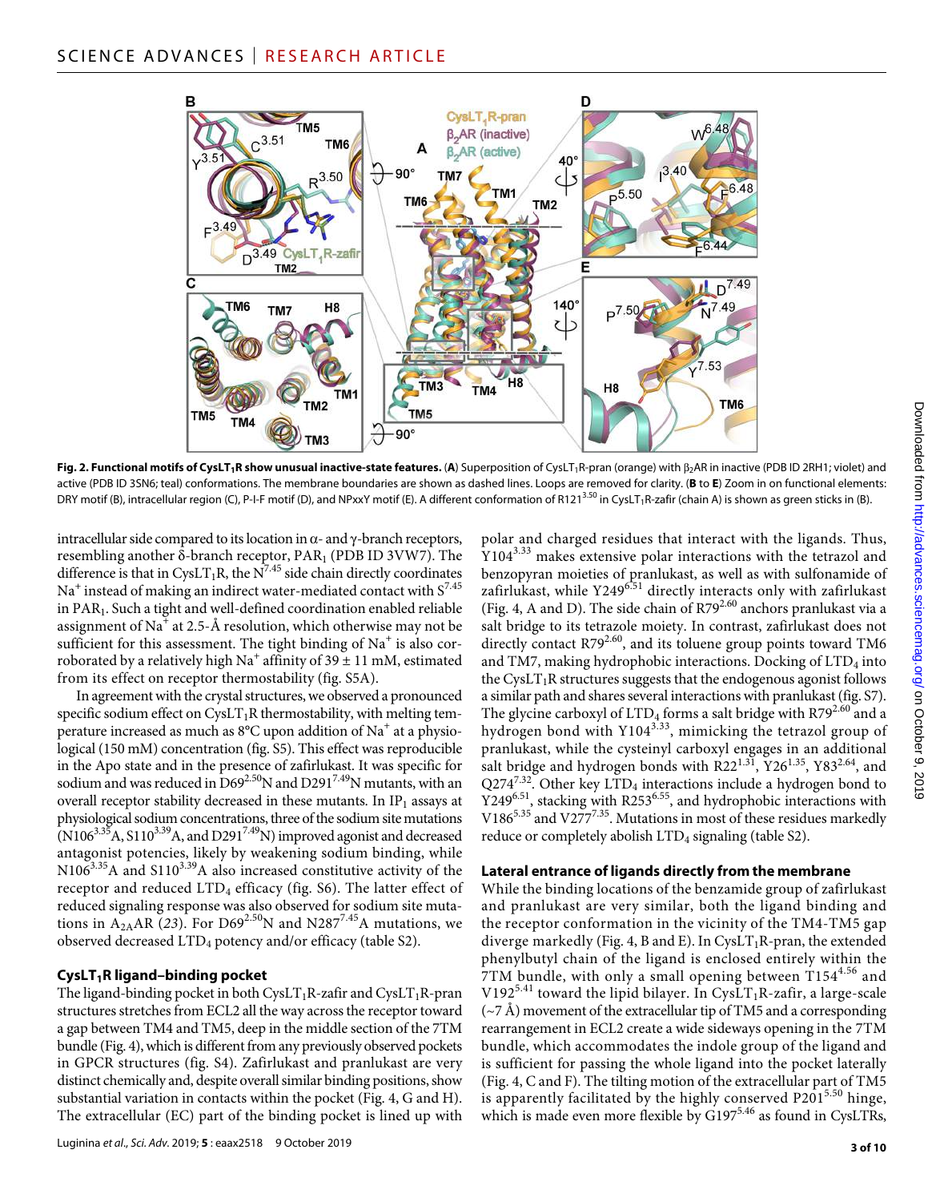**Fig. 2. Functional motifs of CysLT$_1$R show unusual inactive-state features.** (**A**) Superposition of CysLT$_1$R-pran (orange) with β$_2$AR in inactive (PDB ID 2RH1; violet) and active (PDB ID 3SN6; teal) conformations. The membrane boundaries are shown as dashed lines. Loops are removed for clarity. (**B** to **E**) Zoom in on functional elements: DRY motif (B), intracellular region (C), P-I-F motif (D), and NPxxY motif (E). A different conformation of R121$^{3.50}$ in CysLT$_1$R-zafir (chain A) is shown as green sticks in (B).

intracellular side compared to its location in α- and γ-branch receptors, resembling another δ-branch receptor, PAR$_1$ (PDB ID 3VW7). The difference is that in CysLT$_1$R, the N$^{7.45}$ side chain directly coordinates $Na^+$ instead of making an indirect water-mediated contact with S$^{7.45}$ in PAR$_1$. Such a tight and well-defined coordination enabled reliable assignment of $Na^+$ at 2.5-Å resolution, which otherwise may not be sufficient for this assessment. The tight binding of $Na^+$ is also corroborated by a relatively high $Na^+$ affinity of 39 ± 11 mM, estimated from its effect on receptor thermostability (fig. S5A).

In agreement with the crystal structures, we observed a pronounced specific sodium effect on CysLT$_1$R thermostability, with melting temperature increased as much as 8°C upon addition of $Na^+$ at a physiological (150 mM) concentration (fig. S5). This effect was reproducible in the Apo state and in the presence of zafirlukast. It was specific for sodium and was reduced in D69$^{2.50}$N and D291$^{7.49}$N mutants, with an overall receptor stability decreased in these mutants. In IP$_1$ assays at physiological sodium concentrations, three of the sodium site mutations (N106$^{3.35}$A, S110$^{3.39}$A, and D291$^{7.49}$N) improved agonist and decreased antagonist potencies, likely by weakening sodium binding, while N106$^{3.35}$A and S110$^{3.39}$A also increased constitutive activity of the receptor and reduced LTD$_4$ efficacy (fig. S6). The latter effect of reduced signaling response was also observed for sodium site mutations in A$_{2A}$AR (*23*). For D69$^{2.50}$N and N287$^{7.45}$A mutations, we observed decreased LTD$_4$ potency and/or efficacy (table S2).

### CysLT$_1$R ligand–binding pocket

The ligand-binding pocket in both CysLT$_1$R-zafir and CysLT$_1$R-pran structures stretches from ECL2 all the way across the receptor toward a gap between TM4 and TM5, deep in the middle section of the 7TM bundle (Fig. 4), which is different from any previously observed pockets in GPCR structures (fig. S4). Zafirlukast and pranlukast are very distinct chemically and, despite overall similar binding positions, show substantial variation in contacts within the pocket (Fig. 4, G and H). The extracellular (EC) part of the binding pocket is lined up with polar and charged residues that interact with the ligands. Thus, Y104$^{3.33}$ makes extensive polar interactions with the tetrazol and benzopyran moieties of pranlukast, as well as with sulfonamide of zafirlukast, while Y249$^{6.51}$ directly interacts only with zafirlukast (Fig. 4, A and D). The side chain of R79$^{2.60}$ anchors pranlukast via a salt bridge to its tetrazole moiety. In contrast, zafirlukast does not directly contact R79$^{2.60}$, and its toluene group points toward TM6 and TM7, making hydrophobic interactions. Docking of LTD$_4$ into the CysLT$_1$R structures suggests that the endogenous agonist follows a similar path and shares several interactions with pranlukast (fig. S7). The glycine carboxyl of LTD$_4$ forms a salt bridge with R79$^{2.60}$ and a hydrogen bond with Y104$^{3.33}$, mimicking the tetrazol group of pranlukast, while the cysteinyl carboxyl engages in an additional salt bridge and hydrogen bonds with R22$^{1.31}$, Y26$^{1.35}$, Y83$^{2.64}$, and Q274$^{7.32}$. Other key LTD$_4$ interactions include a hydrogen bond to Y249$^{6.51}$, stacking with R253$^{6.55}$, and hydrophobic interactions with V186$^{5.35}$ and V277$^{7.35}$. Mutations in most of these residues markedly reduce or completely abolish LTD$_4$ signaling (table S2).

### Lateral entrance of ligands directly from the membrane

While the binding locations of the benzamide group of zafirlukast and pranlukast are very similar, both the ligand binding and the receptor conformation in the vicinity of the TM4-TM5 gap diverge markedly (Fig. 4, B and E). In CysLT$_1$R-pran, the extended phenylbutyl chain of the ligand is enclosed entirely within the 7TM bundle, with only a small opening between T154$^{4.56}$ and V192$^{5.41}$ toward the lipid bilayer. In CysLT$_1$R-zafir, a large-scale (~7 Å) movement of the extracellular tip of TM5 and a corresponding rearrangement in ECL2 create a wide sideways opening in the 7TM bundle, which accommodates the indole group of the ligand and is sufficient for passing the whole ligand into the pocket laterally (Fig. 4, C and F). The tilting motion of the extracellular part of TM5 is apparently facilitated by the highly conserved P201$^{5.50}$ hinge, which is made even more flexible by G197$^{5.46}$ as found in CysLTRs,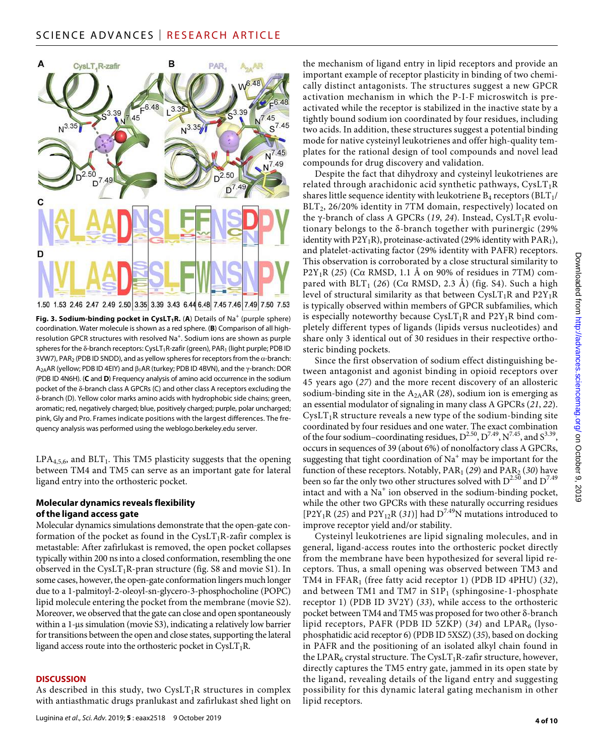**Fig. 3. Sodium-binding pocket in $CysLT_1R$.** (**A**) Details of $Na^+$ (purple sphere) coordination. Water molecule is shown as a red sphere. (**B**) Comparison of all high-resolution GPCR structures with resolved $Na^+$. Sodium ions are shown as purple spheres for the δ-branch receptors: $CysLT_1R$-zafir (green), $PAR_1$ (light purple; PDB ID 3VW7), $PAR_2$ (PDB ID 5NDD), and as yellow spheres for receptors from the α-branch: $A_{2A}AR$ (yellow; PDB ID 4EIY) and $β_1AR$ (turkey; PDB ID 4BVN), and the γ-branch: DOR (PDB ID 4N6H). (**C** and **D**) Frequency analysis of amino acid occurrence in the sodium pocket of the δ-branch class A GPCRs (C) and other class A receptors excluding the δ-branch (D). Yellow color marks amino acids with hydrophobic side chains; green, aromatic; red, negatively charged; blue, positively charged; purple, polar uncharged; pink, Gly and Pro. Frames indicate positions with the largest differences. The frequency analysis was performed using the weblogo.berkeley.edu server.

$LPA_{4,5,6}$, and $BLT_1$. This TM5 plasticity suggests that the opening between TM4 and TM5 can serve as an important gate for lateral ligand entry into the orthosteric pocket.

### Molecular dynamics reveals flexibility of the ligand access gate

Molecular dynamics simulations demonstrate that the open-gate conformation of the pocket as found in the $CysLT_1R$-zafir complex is metastable: After zafirlukast is removed, the open pocket collapses typically within 200 ns into a closed conformation, resembling the one observed in the $CysLT_1R$-pran structure (fig. S8 and movie S1). In some cases, however, the open-gate conformation lingers much longer due to a 1-palmitoyl-2-oleoyl-sn-glycero-3-phosphocholine (POPC) lipid molecule entering the pocket from the membrane (movie S2). Moreover, we observed that the gate can close and open spontaneously within a 1-μs simulation (movie S3), indicating a relatively low barrier for transitions between the open and close states, supporting the lateral ligand access route into the orthosteric pocket in $CysLT_1R$.

## DISCUSSION

As described in this study, two $CysLT_1R$ structures in complex with antiasthmatic drugs pranlukast and zafirlukast shed light on the mechanism of ligand entry in lipid receptors and provide an important example of receptor plasticity in binding of two chemically distinct antagonists. The structures suggest a new GPCR activation mechanism in which the P-I-F microswitch is preactivated while the receptor is stabilized in the inactive state by a tightly bound sodium ion coordinated by four residues, including two acids. In addition, these structures suggest a potential binding mode for native cysteinyl leukotrienes and offer high-quality templates for the rational design of tool compounds and novel lead compounds for drug discovery and validation.

Despite the fact that dihydroxy and cysteinyl leukotrienes are related through arachidonic acid synthetic pathways, $CysLT_1R$ shares little sequence identity with leukotriene $B_4$ receptors ($BLT_1$/$BLT_2$, 26/20% identity in 7TM domain, respectively) located on the γ-branch of class A GPCRs (*19*, *24*). Instead, $CysLT_1R$ evolutionary belongs to the δ-branch together with purinergic (29% identity with $P2Y_1R$), proteinase-activated (29% identity with $PAR_1$), and platelet-activating factor (29% identity with PAFR) receptors. This observation is corroborated by a close structural similarity to $P2Y_1R$ (*25*) (Cα RMSD, 1.1 Å on 90% of residues in 7TM) compared with $BLT_1$ (*26*) (Cα RMSD, 2.3 Å) (fig. S4). Such a high level of structural similarity as that between $CysLT_1R$ and $P2Y_1R$ is typically observed within members of GPCR subfamilies, which is especially noteworthy because $CysLT_1R$ and $P2Y_1R$ bind completely different types of ligands (lipids versus nucleotides) and share only 3 identical out of 30 residues in their respective orthosteric binding pockets.

Since the first observation of sodium effect distinguishing between antagonist and agonist binding in opioid receptors over 45 years ago (*27*) and the more recent discovery of an allosteric sodium-binding site in the $A_{2A}AR$ (*28*), sodium ion is emerging as an essential modulator of signaling in many class A GPCRs (*21*, *22*). $CysLT_1R$ structure reveals a new type of the sodium-binding site coordinated by four residues and one water. The exact combination of the four sodium–coordinating residues, $D^{2.50}$, $D^{7.49}$, $N^{7.45}$, and $S^{3.39}$, occurs in sequences of 39 (about 6%) of nonolfactory class A GPCRs, suggesting that tight coordination of $Na^+$ may be important for the function of these receptors. Notably, $PAR_1$ (*29*) and $PAR_2$ (*30*) have been so far the only two other structures solved with $D^{2.50}$ and $D^{7.49}$ intact and with a $Na^+$ ion observed in the sodium-binding pocket, while the other two GPCRs with these naturally occurring residues [$P2Y_1R$ (*25*) and $P2Y_{12}R$ (*31*)] had $D^{7.49}N$ mutations introduced to improve receptor yield and/or stability.

Cysteinyl leukotrienes are lipid signaling molecules, and in general, ligand-access routes into the orthosteric pocket directly from the membrane have been hypothesized for several lipid receptors. Thus, a small opening was observed between TM3 and TM4 in $FFAR_1$ (free fatty acid receptor 1) (PDB ID 4PHU) (*32*), and between TM1 and TM7 in $S1P_1$ (sphingosine-1-phosphate receptor 1) (PDB ID 3V2Y) (*33*), while access to the orthosteric pocket between TM4 and TM5 was proposed for two other δ-branch lipid receptors, PAFR (PDB ID 5ZKP) (*34*) and $LPAR_6$ (lysophosphatidic acid receptor 6) (PDB ID 5XSZ) (*35*), based on docking in PAFR and the positioning of an isolated alkyl chain found in the $LPAR_6$ crystal structure. The $CysLT_1R$-zafir structure, however, directly captures the TM5 entry gate, jammed in its open state by the ligand, revealing details of the ligand entry and suggesting possibility for this dynamic lateral gating mechanism in other lipid receptors.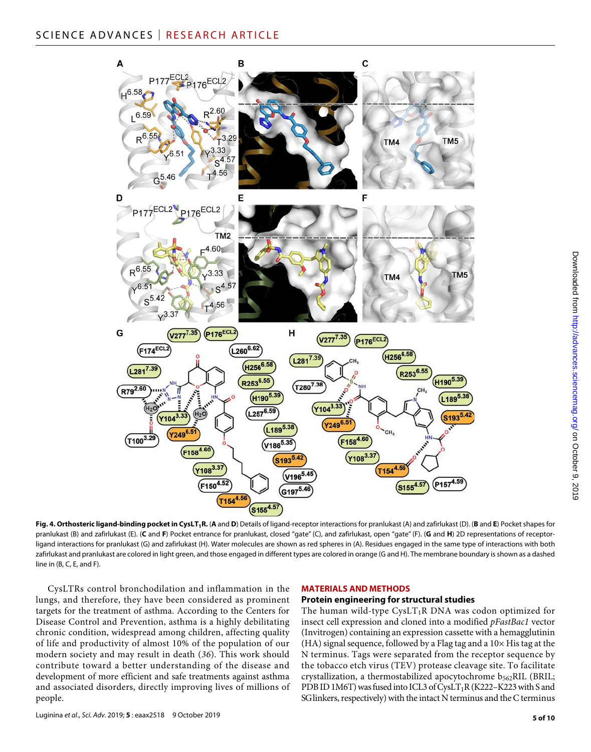**Fig. 4. Orthosteric ligand-binding pocket in CysLT$_1$R.** (**A** and **D**) Details of ligand-receptor interactions for pranlukast (A) and zafirlukast (D). (**B** and **E**) Pocket shapes for pranlukast (B) and zafirlukast (E). (**C** and **F**) Pocket entrance for pranlukast, closed "gate" (C), and zafirlukast, open "gate" (F). (**G** and **H**) 2D representations of receptor-ligand interactions for pranlukast (G) and zafirlukast (H). Water molecules are shown as red spheres in (A). Residues engaged in the same type of interactions with both zafirlukast and pranlukast are colored in light green, and those engaged in different types are colored in orange (G and H). The membrane boundary is shown as a dashed line in (B, C, E, and F).

CysLTRs control bronchodilation and inflammation in the lungs, and therefore, they have been considered as prominent targets for the treatment of asthma. According to the Centers for Disease Control and Prevention, asthma is a highly debilitating chronic condition, widespread among children, affecting quality of life and productivity of almost 10% of the population of our modern society and may result in death (36). This work should contribute toward a better understanding of the disease and development of more efficient and safe treatments against asthma and associated disorders, directly improving lives of millions of people.

## MATERIALS AND METHODS

### Protein engineering for structural studies

The human wild-type CysLT$_1$R DNA was codon optimized for insect cell expression and cloned into a modified *pFastBac1* vector (Invitrogen) containing an expression cassette with a hemagglutinin (HA) signal sequence, followed by a Flag tag and a 10× His tag at the N terminus. Tags were separated from the receptor sequence by the tobacco etch virus (TEV) protease cleavage site. To facilitate crystallization, a thermostabilized apocytochrome $b_{562}$RIL (BRIL; PDB ID 1M6T) was fused into ICL3 of CysLT$_1$R (K222–K223 with S and SG linkers, respectively) with the intact N terminus and the C terminus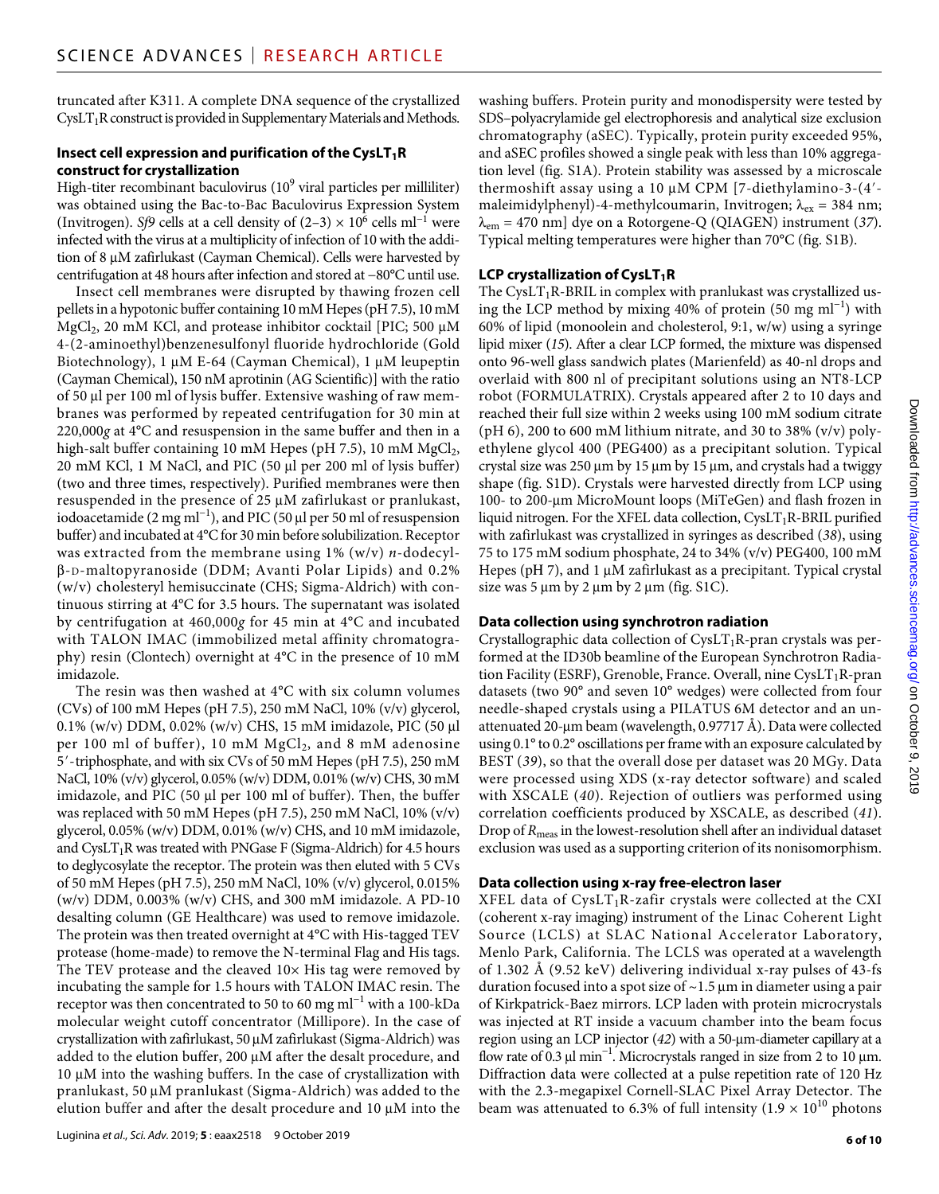truncated after K311. A complete DNA sequence of the crystallized $CysLT_1R$ construct is provided in Supplementary Materials and Methods.

### Insect cell expression and purification of the $CysLT_1R$ construct for crystallization

High-titer recombinant baculovirus ($10^9$ viral particles per milliliter) was obtained using the Bac-to-Bac Baculovirus Expression System (Invitrogen). *Sf9* cells at a cell density of $(2–3) \times 10^6$ cells $ml^{-1}$ were infected with the virus at a multiplicity of infection of 10 with the addition of 8 μM zafirlukast (Cayman Chemical). Cells were harvested by centrifugation at 48 hours after infection and stored at −80°C until use.

Insect cell membranes were disrupted by thawing frozen cell pellets in a hypotonic buffer containing 10 mM Hepes (pH 7.5), 10 mM $MgCl_2$, 20 mM KCl, and protease inhibitor cocktail [PIC; 500 μM 4-(2-aminoethyl)benzenesulfonyl fluoride hydrochloride (Gold Biotechnology), 1 μM E-64 (Cayman Chemical), 1 μM leupeptin (Cayman Chemical), 150 nM aprotinin (AG Scientific)] with the ratio of 50 μl per 100 ml of lysis buffer. Extensive washing of raw membranes was performed by repeated centrifugation for 30 min at 220,000*g* at 4°C and resuspension in the same buffer and then in a high-salt buffer containing 10 mM Hepes (pH 7.5), 10 mM $MgCl_2$, 20 mM KCl, 1 M NaCl, and PIC (50 μl per 200 ml of lysis buffer) (two and three times, respectively). Purified membranes were then resuspended in the presence of 25 μM zafirlukast or pranlukast, iodoacetamide (2 mg $ml^{-1}$), and PIC (50 μl per 50 ml of resuspension buffer) and incubated at 4°C for 30 min before solubilization. Receptor was extracted from the membrane using 1% (w/v) *n*-dodecyl-β-D-maltopyranoside (DDM; Avanti Polar Lipids) and 0.2% (w/v) cholesteryl hemisuccinate (CHS; Sigma-Aldrich) with continuous stirring at 4°C for 3.5 hours. The supernatant was isolated by centrifugation at 460,000*g* for 45 min at 4°C and incubated with TALON IMAC (immobilized metal affinity chromatography) resin (Clontech) overnight at 4°C in the presence of 10 mM imidazole.

The resin was then washed at 4°C with six column volumes (CVs) of 100 mM Hepes (pH 7.5), 250 mM NaCl, 10% (v/v) glycerol, 0.1% (w/v) DDM, 0.02% (w/v) CHS, 15 mM imidazole, PIC (50 μl per 100 ml of buffer), 10 mM $MgCl_2$, and 8 mM adenosine 5′-triphosphate, and with six CVs of 50 mM Hepes (pH 7.5), 250 mM NaCl, 10% (v/v) glycerol, 0.05% (w/v) DDM, 0.01% (w/v) CHS, 30 mM imidazole, and PIC (50 μl per 100 ml of buffer). Then, the buffer was replaced with 50 mM Hepes (pH 7.5), 250 mM NaCl, 10% (v/v) glycerol, 0.05% (w/v) DDM, 0.01% (w/v) CHS, and 10 mM imidazole, and $CysLT_1R$ was treated with PNGase F (Sigma-Aldrich) for 4.5 hours to deglycosylate the receptor. The protein was then eluted with 5 CVs of 50 mM Hepes (pH 7.5), 250 mM NaCl, 10% (v/v) glycerol, 0.015% (w/v) DDM, 0.003% (w/v) CHS, and 300 mM imidazole. A PD-10 desalting column (GE Healthcare) was used to remove imidazole. The protein was then treated overnight at 4°C with His-tagged TEV protease (home-made) to remove the N-terminal Flag and His tags. The TEV protease and the cleaved 10× His tag were removed by incubating the sample for 1.5 hours with TALON IMAC resin. The receptor was then concentrated to 50 to 60 mg $ml^{-1}$ with a 100-kDa molecular weight cutoff concentrator (Millipore). In the case of crystallization with zafirlukast, 50 μM zafirlukast (Sigma-Aldrich) was added to the elution buffer, 200 μM after the desalt procedure, and 10 μM into the washing buffers. In the case of crystallization with pranlukast, 50 μM pranlukast (Sigma-Aldrich) was added to the elution buffer and after the desalt procedure and 10 μM into the washing buffers. Protein purity and monodispersity were tested by SDS–polyacrylamide gel electrophoresis and analytical size exclusion chromatography (aSEC). Typically, protein purity exceeded 95%, and aSEC profiles showed a single peak with less than 10% aggregation level (fig. S1A). Protein stability was assessed by a microscale thermoshift assay using a 10 μM CPM [7-diethylamino-3-(4′-maleimidylphenyl)-4-methylcoumarin, Invitrogen; $\lambda_{ex}$ = 384 nm; $\lambda_{em}$ = 470 nm] dye on a Rotorgene-Q (QIAGEN) instrument (*37*). Typical melting temperatures were higher than 70°C (fig. S1B).

### LCP crystallization of $CysLT_1R$

The $CysLT_1R$-BRIL in complex with pranlukast was crystallized using the LCP method by mixing 40% of protein (50 mg $ml^{-1}$) with 60% of lipid (monoolein and cholesterol, 9:1, w/w) using a syringe lipid mixer (*15*). After a clear LCP formed, the mixture was dispensed onto 96-well glass sandwich plates (Marienfeld) as 40-nl drops and overlaid with 800 nl of precipitant solutions using an NT8-LCP robot (FORMULATRIX). Crystals appeared after 2 to 10 days and reached their full size within 2 weeks using 100 mM sodium citrate (pH 6), 200 to 600 mM lithium nitrate, and 30 to 38% (v/v) polyethylene glycol 400 (PEG400) as a precipitant solution. Typical crystal size was 250 μm by 15 μm by 15 μm, and crystals had a twiggy shape (fig. S1D). Crystals were harvested directly from LCP using 100- to 200-μm MicroMount loops (MiTeGen) and flash frozen in liquid nitrogen. For the XFEL data collection, $CysLT_1R$-BRIL purified with zafirlukast was crystallized in syringes as described (*38*), using 75 to 175 mM sodium phosphate, 24 to 34% (v/v) PEG400, 100 mM Hepes (pH 7), and 1 μM zafirlukast as a precipitant. Typical crystal size was 5 μm by 2 μm by 2 μm (fig. S1C).

### Data collection using synchrotron radiation

Crystallographic data collection of $CysLT_1R$-pran crystals was performed at the ID30b beamline of the European Synchrotron Radiation Facility (ESRF), Grenoble, France. Overall, nine $CysLT_1R$-pran datasets (two 90° and seven 10° wedges) were collected from four needle-shaped crystals using a PILATUS 6M detector and an unattenuated 20-μm beam (wavelength, 0.97717 Å). Data were collected using 0.1° to 0.2° oscillations per frame with an exposure calculated by BEST (*39*), so that the overall dose per dataset was 20 MGy. Data were processed using XDS (x-ray detector software) and scaled with XSCALE (*40*). Rejection of outliers was performed using correlation coefficients produced by XSCALE, as described (*41*). Drop of $R_{meas}$ in the lowest-resolution shell after an individual dataset exclusion was used as a supporting criterion of its nonisomorphism.

### Data collection using x-ray free-electron laser

XFEL data of $CysLT_1R$-zafir crystals were collected at the CXI (coherent x-ray imaging) instrument of the Linac Coherent Light Source (LCLS) at SLAC National Accelerator Laboratory, Menlo Park, California. The LCLS was operated at a wavelength of 1.302 Å (9.52 keV) delivering individual x-ray pulses of 43-fs duration focused into a spot size of ~1.5 μm in diameter using a pair of Kirkpatrick-Baez mirrors. LCP laden with protein microcrystals was injected at RT inside a vacuum chamber into the beam focus region using an LCP injector (*42*) with a 50-μm-diameter capillary at a flow rate of 0.3 μl $min^{-1}$. Microcrystals ranged in size from 2 to 10 μm. Diffraction data were collected at a pulse repetition rate of 120 Hz with the 2.3-megapixel Cornell-SLAC Pixel Array Detector. The beam was attenuated to 6.3% of full intensity ($1.9 \times 10^{10}$ photons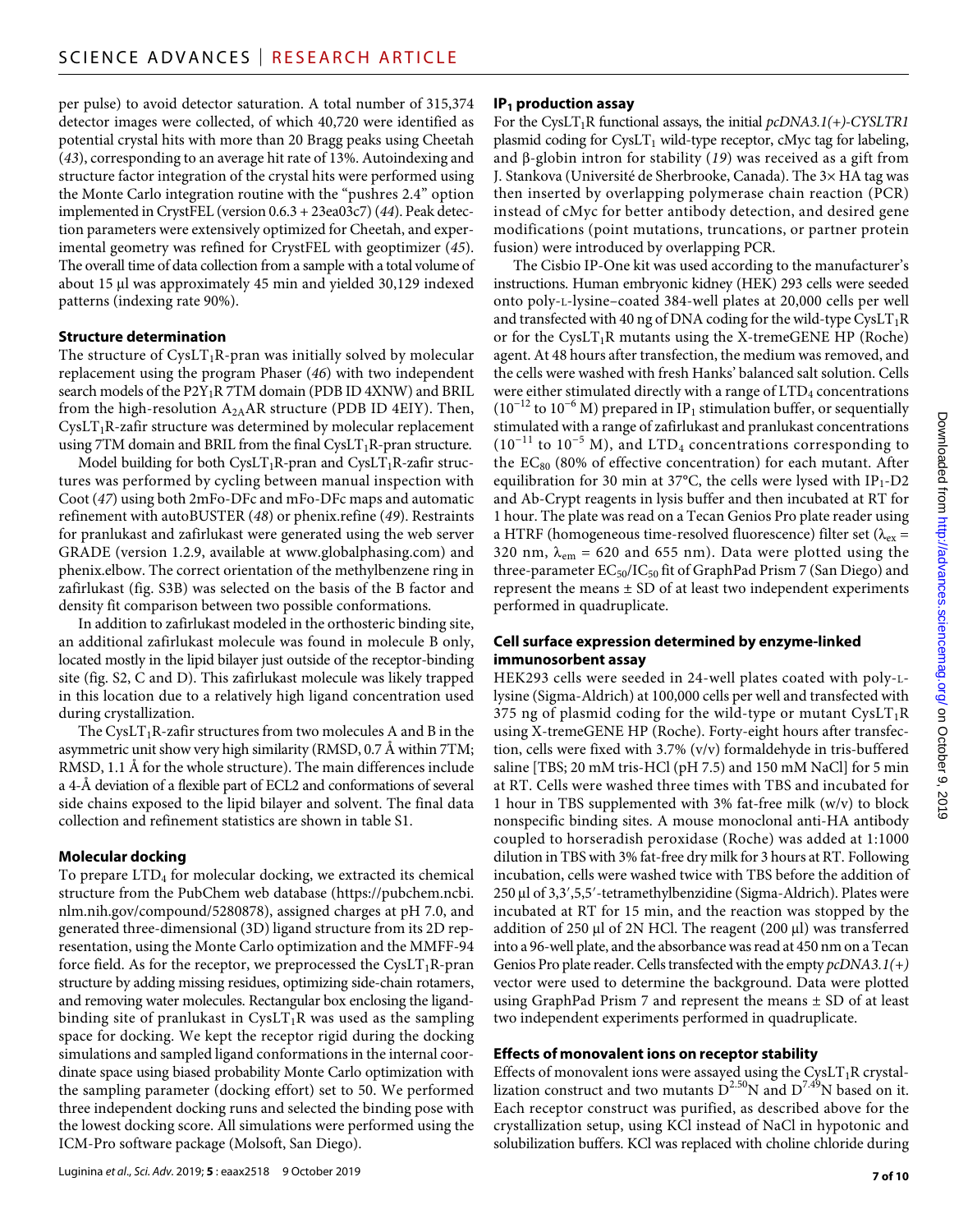per pulse) to avoid detector saturation. A total number of 315,374 detector images were collected, of which 40,720 were identified as potential crystal hits with more than 20 Bragg peaks using Cheetah (43), corresponding to an average hit rate of 13%. Autoindexing and structure factor integration of the crystal hits were performed using the Monte Carlo integration routine with the "pushres 2.4" option implemented in CrystFEL (version 0.6.3 + 23ea03c7) (44). Peak detection parameters were extensively optimized for Cheetah, and experimental geometry was refined for CrystFEL with geoptimizer (45). The overall time of data collection from a sample with a total volume of about 15 μl was approximately 45 min and yielded 30,129 indexed patterns (indexing rate 90%).

### Structure determination

The structure of $CysLT_1R$-pran was initially solved by molecular replacement using the program Phaser (46) with two independent search models of the $P2Y_1R$ 7TM domain (PDB ID 4XNW) and BRIL from the high-resolution $A_{2A}AR$ structure (PDB ID 4EIY). Then, $CysLT_1R$-zafir structure was determined by molecular replacement using 7TM domain and BRIL from the final $CysLT_1R$-pran structure.

Model building for both $CysLT_1R$-pran and $CysLT_1R$-zafir structures was performed by cycling between manual inspection with Coot (47) using both 2mFo-DFc and mFo-DFc maps and automatic refinement with autoBUSTER (48) or phenix.refine (49). Restraints for pranlukast and zafirlukast were generated using the web server GRADE (version 1.2.9, available at www.globalphasing.com) and phenix.elbow. The correct orientation of the methylbenzene ring in zafirlukast (fig. S3B) was selected on the basis of the B factor and density fit comparison between two possible conformations.

In addition to zafirlukast modeled in the orthosteric binding site, an additional zafirlukast molecule was found in molecule B only, located mostly in the lipid bilayer just outside of the receptor-binding site (fig. S2, C and D). This zafirlukast molecule was likely trapped in this location due to a relatively high ligand concentration used during crystallization.

The $CysLT_1R$-zafir structures from two molecules A and B in the asymmetric unit show very high similarity (RMSD, 0.7 Å within 7TM; RMSD, 1.1 Å for the whole structure). The main differences include a 4-Å deviation of a flexible part of ECL2 and conformations of several side chains exposed to the lipid bilayer and solvent. The final data collection and refinement statistics are shown in table S1.

### Molecular docking

To prepare $LTD_4$ for molecular docking, we extracted its chemical structure from the PubChem web database (https://pubchem.ncbi.nlm.nih.gov/compound/5280878), assigned charges at pH 7.0, and generated three-dimensional (3D) ligand structure from its 2D representation, using the Monte Carlo optimization and the MMFF-94 force field. As for the receptor, we preprocessed the $CysLT_1R$-pran structure by adding missing residues, optimizing side-chain rotamers, and removing water molecules. Rectangular box enclosing the ligand-binding site of pranlukast in $CysLT_1R$ was used as the sampling space for docking. We kept the receptor rigid during the docking simulations and sampled ligand conformations in the internal coordinate space using biased probability Monte Carlo optimization with the sampling parameter (docking effort) set to 50. We performed three independent docking runs and selected the binding pose with the lowest docking score. All simulations were performed using the ICM-Pro software package (Molsoft, San Diego).

### $IP_1$ production assay

For the $CysLT_1R$ functional assays, the initial *pcDNA3.1(+)-CYSLTR1* plasmid coding for $CysLT_1$ wild-type receptor, cMyc tag for labeling, and β-globin intron for stability (19) was received as a gift from J. Stankova (Université de Sherbrooke, Canada). The 3× HA tag was then inserted by overlapping polymerase chain reaction (PCR) instead of cMyc for better antibody detection, and desired gene modifications (point mutations, truncations, or partner protein fusion) were introduced by overlapping PCR.

The Cisbio IP-One kit was used according to the manufacturer's instructions. Human embryonic kidney (HEK) 293 cells were seeded onto poly-L-lysine–coated 384-well plates at 20,000 cells per well and transfected with 40 ng of DNA coding for the wild-type $CysLT_1R$ or for the $CysLT_1R$ mutants using the X-tremeGENE HP (Roche) agent. At 48 hours after transfection, the medium was removed, and the cells were washed with fresh Hanks' balanced salt solution. Cells were either stimulated directly with a range of $LTD_4$ concentrations ($10^{-12}$ to $10^{-6}$ M) prepared in $IP_1$ stimulation buffer, or sequentially stimulated with a range of zafirlukast and pranlukast concentrations ($10^{-11}$ to $10^{-5}$ M), and $LTD_4$ concentrations corresponding to the $EC_{80}$ (80% of effective concentration) for each mutant. After equilibration for 30 min at 37°C, the cells were lysed with $IP_1$-D2 and Ab-Crypt reagents in lysis buffer and then incubated at RT for 1 hour. The plate was read on a Tecan Genios Pro plate reader using a HTRF (homogeneous time-resolved fluorescence) filter set ($\lambda_{ex}$ = 320 nm, $\lambda_{em}$ = 620 and 655 nm). Data were plotted using the three-parameter $EC_{50}/IC_{50}$ fit of GraphPad Prism 7 (San Diego) and represent the means ± SD of at least two independent experiments performed in quadruplicate.

### Cell surface expression determined by enzyme-linked immunosorbent assay

HEK293 cells were seeded in 24-well plates coated with poly-L-lysine (Sigma-Aldrich) at 100,000 cells per well and transfected with 375 ng of plasmid coding for the wild-type or mutant $CysLT_1R$ using X-tremeGENE HP (Roche). Forty-eight hours after transfection, cells were fixed with 3.7% (v/v) formaldehyde in tris-buffered saline [TBS; 20 mM tris-HCl (pH 7.5) and 150 mM NaCl] for 5 min at RT. Cells were washed three times with TBS and incubated for 1 hour in TBS supplemented with 3% fat-free milk (w/v) to block nonspecific binding sites. A mouse monoclonal anti-HA antibody coupled to horseradish peroxidase (Roche) was added at 1:1000 dilution in TBS with 3% fat-free dry milk for 3 hours at RT. Following incubation, cells were washed twice with TBS before the addition of 250 μl of 3,3′,5,5′-tetramethylbenzidine (Sigma-Aldrich). Plates were incubated at RT for 15 min, and the reaction was stopped by the addition of 250 μl of 2N HCl. The reagent (200 μl) was transferred into a 96-well plate, and the absorbance was read at 450 nm on a Tecan Genios Pro plate reader. Cells transfected with the empty *pcDNA3.1(+)* vector were used to determine the background. Data were plotted using GraphPad Prism 7 and represent the means ± SD of at least two independent experiments performed in quadruplicate.

### Effects of monovalent ions on receptor stability

Effects of monovalent ions were assayed using the $CysLT_1R$ crystallization construct and two mutants $D^{2.50}N$ and $D^{7.49}N$ based on it. Each receptor construct was purified, as described above for the crystallization setup, using KCl instead of NaCl in hypotonic and solubilization buffers. KCl was replaced with choline chloride during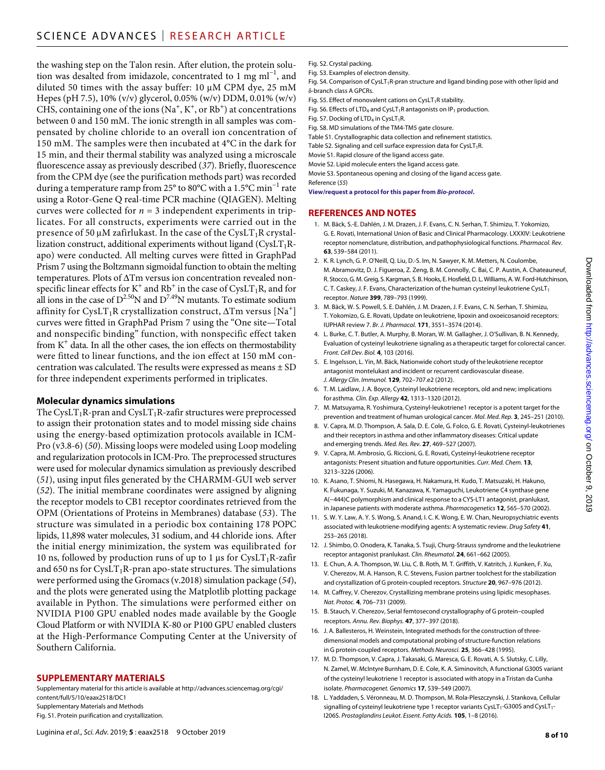the washing step on the Talon resin. After elution, the protein solution was desalted from imidazole, concentrated to 1 mg ml$^{-1}$, and diluted 50 times with the assay buffer: 10 μM CPM dye, 25 mM Hepes (pH 7.5), 10% (v/v) glycerol, 0.05% (w/v) DDM, 0.01% (w/v) CHS, containing one of the ions ($Na^+$, $K^+$, or $Rb^+$) at concentrations between 0 and 150 mM. The ionic strength in all samples was compensated by choline chloride to an overall ion concentration of 150 mM. The samples were then incubated at 4°C in the dark for 15 min, and their thermal stability was analyzed using a microscale fluorescence assay as previously described (*37*). Briefly, fluorescence from the CPM dye (see the purification methods part) was recorded during a temperature ramp from 25° to 80°C with a 1.5°C min$^{-1}$ rate using a Rotor-Gene Q real-time PCR machine (QIAGEN). Melting curves were collected for $n = 3$ independent experiments in triplicates. For all constructs, experiments were carried out in the presence of 50 μM zafirlukast. In the case of the $CysLT_1R$ crystallization construct, additional experiments without ligand ($CysLT_1R$-apo) were conducted. All melting curves were fitted in GraphPad Prism 7 using the Boltzmann sigmoidal function to obtain the melting temperatures. Plots of ΔTm versus ion concentration revealed nonspecific linear effects for $K^+$ and $Rb^+$ in the case of $CysLT_1R$, and for all ions in the case of $D^{2.50}N$ and $D^{7.49}N$ mutants. To estimate sodium affinity for $CysLT_1R$ crystallization construct, ΔTm versus $[Na^+]$ curves were fitted in GraphPad Prism 7 using the "One site—Total and nonspecific binding" function, with nonspecific effect taken from $K^+$ data. In all the other cases, the ion effects on thermostability were fitted to linear functions, and the ion effect at 150 mM concentration was calculated. The results were expressed as means ± SD for three independent experiments performed in triplicates.

### Molecular dynamics simulations

The $CysLT_1R$-pran and $CysLT_1R$-zafir structures were preprocessed to assign their protonation states and to model missing side chains using the energy-based optimization protocols available in ICM-Pro (v3.8-6) (*50*). Missing loops were modeled using Loop modeling and regularization protocols in ICM-Pro. The preprocessed structures were used for molecular dynamics simulation as previously described (*51*), using input files generated by the CHARMM-GUI web server (*52*). The initial membrane coordinates were assigned by aligning the receptor models to CB1 receptor coordinates retrieved from the OPM (Orientations of Proteins in Membranes) database (*53*). The structure was simulated in a periodic box containing 178 POPC lipids, 11,898 water molecules, 31 sodium, and 44 chloride ions. After the initial energy minimization, the system was equilibrated for 10 ns, followed by production runs of up to 1 μs for $CysLT_1R$-zafir and 650 ns for $CysLT_1R$-pran apo-state structures. The simulations were performed using the Gromacs (v.2018) simulation package (*54*), and the plots were generated using the Matplotlib plotting package available in Python. The simulations were performed either on NVIDIA P100 GPU enabled nodes made available by the Google Cloud Platform or with NVIDIA K-80 or P100 GPU enabled clusters at the High-Performance Computing Center at the University of Southern California.

## SUPPLEMENTARY MATERIALS

Supplementary material for this article is available at http://advances.sciencemag.org/cgi/content/full/5/10/eaax2518/DC1

Supplementary Materials and Methods

Fig. S1. Protein purification and crystallization.

Fig. S2. Crystal packing.

Fig. S3. Examples of electron density.

Fig. S4. Comparison of $CysLT_1R$-pran structure and ligand binding pose with other lipid and δ-branch class A GPCRs.

Fig. S5. Effect of monovalent cations on $CysLT_1R$ stability.

Fig. S6. Effects of $LTD_4$ and $CysLT_1R$ antagonists on $IP_1$ production.

Fig. S7. Docking of $LTD_4$ in $CysLT_1R$.

Fig. S8. MD simulations of the TM4-TM5 gate closure.

Table S1. Crystallographic data collection and refinement statistics.

Table S2. Signaling and cell surface expression data for $CysLT_1R$.

Movie S1. Rapid closure of the ligand access gate.

Movie S2. Lipid molecule enters the ligand access gate.

Movie S3. Spontaneous opening and closing of the ligand access gate.

Reference (*55*)

**View/request a protocol for this paper from *Bio-protocol*.**

## REFERENCES AND NOTES

1. M. Bäck, S.-E. Dahlén, J. M. Drazen, J. F. Evans, C. N. Serhan, T. Shimizu, T. Yokomizo, G. E. Rovati, International Union of Basic and Clinical Pharmacology. LXXXIV: Leukotriene receptor nomenclature, distribution, and pathophysiological functions. *Pharmacol. Rev.* **63**, 539–584 (2011).
2. K. R. Lynch, G. P. O'Neill, Q. Liu, D.-S. Im, N. Sawyer, K. M. Metters, N. Coulombe, M. Abramovitz, D. J. Figueroa, Z. Zeng, B. M. Connolly, C. Bai, C. P. Austin, A. Chateauneuf, R. Stocco, G. M. Greig, S. Kargman, S. B. Hooks, E. Hosfield, D. L. Williams, A. W. Ford-Hutchinson, C. T. Caskey, J. F. Evans, Characterization of the human cysteinyl leukotriene $CysLT_1$ receptor. *Nature* **399**, 789–793 (1999).
3. M. Bäck, W. S. Powell, S. E. Dahlén, J. M. Drazen, J. F. Evans, C. N. Serhan, T. Shimizu, T. Yokomizo, G. E. Rovati, Update on leukotriene, lipoxin and oxoeicosanoid receptors: IUPHAR review 7. *Br. J. Pharmacol.* **171**, 3551–3574 (2014).
4. L. Burke, C. T. Butler, A. Murphy, B. Moran, W. M. Gallagher, J. O'Sullivan, B. N. Kennedy, Evaluation of cysteinyl leukotriene signaling as a therapeutic target for colorectal cancer. *Front. Cell Dev. Biol.* **4**, 103 (2016).
5. E. Ingelsson, L. Yin, M. Bäck, Nationwide cohort study of the leukotriene receptor antagonist montelukast and incident or recurrent cardiovascular disease. *J. Allergy Clin. Immunol.* **129**, 702–707.e2 (2012).
6. T. M. Laidlaw, J. A. Boyce, Cysteinyl leukotriene receptors, old and new; implications for asthma. *Clin. Exp. Allergy* **42**, 1313–1320 (2012).
7. M. Matsuyama, R. Yoshimura, Cysteinyl-leukotriene1 receptor is a potent target for the prevention and treatment of human urological cancer. *Mol. Med. Rep.* **3**, 245–251 (2010).
8. V. Capra, M. D. Thompson, A. Sala, D. E. Cole, G. Folco, G. E. Rovati, Cysteinyl-leukotrienes and their receptors in asthma and other inflammatory diseases: Critical update and emerging trends. *Med. Res. Rev.* **27**, 469–527 (2007).
9. V. Capra, M. Ambrosio, G. Riccioni, G. E. Rovati, Cysteinyl-leukotriene receptor antagonists: Present situation and future opportunities. *Curr. Med. Chem.* **13**, 3213–3226 (2006).
10. K. Asano, T. Shiomi, N. Hasegawa, H. Nakamura, H. Kudo, T. Matsuzaki, H. Hakuno, K. Fukunaga, Y. Suzuki, M. Kanazawa, K. Yamaguchi, Leukotriene C4 synthase gene A(−444)C polymorphism and clinical response to a CYS-LT1 antagonist, pranlukast, in Japanese patients with moderate asthma. *Pharmacogenetics* **12**, 565–570 (2002).
11. S. W. Y. Law, A. Y. S. Wong, S. Anand, I. C. K. Wong, E. W. Chan, Neuropsychiatric events associated with leukotriene-modifying agents: A systematic review. *Drug Safety* **41**, 253–265 (2018).
12. J. Shimbo, O. Onodera, K. Tanaka, S. Tsuji, Churg-Strauss syndrome and the leukotriene receptor antagonist pranlukast. *Clin. Rheumatol.* **24**, 661–662 (2005).
13. E. Chun, A. A. Thompson, W. Liu, C. B. Roth, M. T. Griffith, V. Katritch, J. Kunken, F. Xu, V. Cherezov, M. A. Hanson, R. C. Stevens, Fusion partner toolchest for the stabilization and crystallization of G protein-coupled receptors. *Structure* **20**, 967–976 (2012).
14. M. Caffrey, V. Cherezov, Crystallizing membrane proteins using lipidic mesophases. *Nat. Protoc.* **4**, 706–731 (2009).
15. B. Stauch, V. Cherezov, Serial femtosecond crystallography of G protein–coupled receptors. *Annu. Rev. Biophys.* **47**, 377–397 (2018).
16. J. A. Ballesteros, H. Weinstein, Integrated methods for the construction of three-dimensional models and computational probing of structure-function relations in G protein-coupled receptors. *Methods Neurosci.* **25**, 366–428 (1995).
17. M. D. Thompson, V. Capra, J. Takasaki, G. Maresca, G. E. Rovati, A. S. Slutsky, C. Lilly, N. Zamel, W. McIntyre Burnham, D. E. Cole, K. A. Siminovitch, A functional G300S variant of the cysteinyl leukotriene 1 receptor is associated with atopy in a Tristan da Cunha isolate. *Pharmacogenet. Genomics* **17**, 539–549 (2007).
18. L. Yaddaden, S. Véronneau, M. D. Thompson, M. Rola-Pleszczynski, J. Stankova, Cellular signalling of cysteinyl leukotriene type 1 receptor variants $CysLT_1$-G300S and $CysLT_1$-I206S. *Prostaglandins Leukot. Essent. Fatty Acids.* **105**, 1–8 (2016).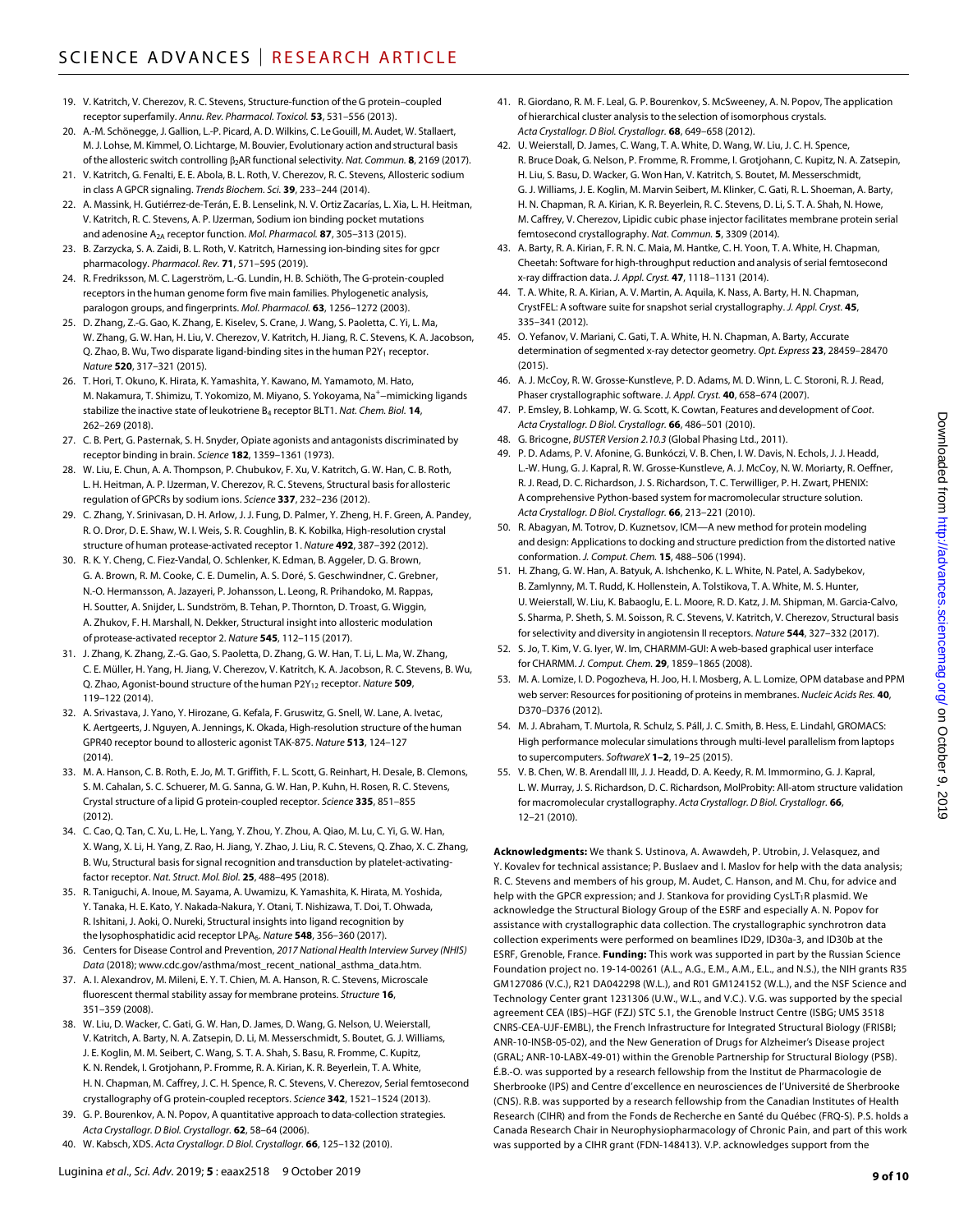19. V. Katritch, V. Cherezov, R. C. Stevens, Structure-function of the G protein–coupled receptor superfamily. *Annu. Rev. Pharmacol. Toxicol.* **53**, 531–556 (2013).
20. A.-M. Schönegge, J. Gallion, L.-P. Picard, A. D. Wilkins, C. Le Gouill, M. Audet, W. Stallaert, M. J. Lohse, M. Kimmel, O. Lichtarge, M. Bouvier, Evolutionary action and structural basis of the allosteric switch controlling $\beta_2$AR functional selectivity. *Nat. Commun.* **8**, 2169 (2017).
21. V. Katritch, G. Fenalti, E. E. Abola, B. L. Roth, V. Cherezov, R. C. Stevens, Allosteric sodium in class A GPCR signaling. *Trends Biochem. Sci.* **39**, 233–244 (2014).
22. A. Massink, H. Gutiérrez-de-Terán, E. B. Lenselink, N. V. Ortiz Zacarías, L. Xia, L. H. Heitman, V. Katritch, R. C. Stevens, A. P. IJzerman, Sodium ion binding pocket mutations and adenosine $A_{2A}$ receptor function. *Mol. Pharmacol.* **87**, 305–313 (2015).
23. B. Zarzycka, S. A. Zaidi, B. L. Roth, V. Katritch, Harnessing ion-binding sites for gpcr pharmacology. *Pharmacol. Rev.* **71**, 571–595 (2019).
24. R. Fredriksson, M. C. Lagerström, L.-G. Lundin, H. B. Schiöth, The G-protein-coupled receptors in the human genome form five main families. Phylogenetic analysis, paralogon groups, and fingerprints. *Mol. Pharmacol.* **63**, 1256–1272 (2003).
25. D. Zhang, Z.-G. Gao, K. Zhang, E. Kiselev, S. Crane, J. Wang, S. Paoletta, C. Yi, L. Ma, W. Zhang, G. W. Han, H. Liu, V. Cherezov, V. Katritch, H. Jiang, R. C. Stevens, K. A. Jacobson, Q. Zhao, B. Wu, Two disparate ligand-binding sites in the human P2Y$_1$ receptor. *Nature* **520**, 317–321 (2015).
26. T. Hori, T. Okuno, K. Hirata, K. Yamashita, Y. Kawano, M. Yamamoto, M. Hato, M. Nakamura, T. Shimizu, T. Yokomizo, M. Miyano, S. Yokoyama, $Na^+$–mimicking ligands stabilize the inactive state of leukotriene $B_4$ receptor BLT1. *Nat. Chem. Biol.* **14**, 262–269 (2018).
27. C. B. Pert, G. Pasternak, S. H. Snyder, Opiate agonists and antagonists discriminated by receptor binding in brain. *Science* **182**, 1359–1361 (1973).
28. W. Liu, E. Chun, A. A. Thompson, P. Chubukov, F. Xu, V. Katritch, G. W. Han, C. B. Roth, L. H. Heitman, A. P. IJzerman, V. Cherezov, R. C. Stevens, Structural basis for allosteric regulation of GPCRs by sodium ions. *Science* **337**, 232–236 (2012).
29. C. Zhang, Y. Srinivasan, D. H. Arlow, J. J. Fung, D. Palmer, Y. Zheng, H. F. Green, A. Pandey, R. O. Dror, D. E. Shaw, W. I. Weis, S. R. Coughlin, B. K. Kobilka, High-resolution crystal structure of human protease-activated receptor 1. *Nature* **492**, 387–392 (2012).
30. R. K. Y. Cheng, C. Fiez-Vandal, O. Schlenker, K. Edman, B. Aggeler, D. G. Brown, G. A. Brown, R. M. Cooke, C. E. Dumelin, A. S. Doré, S. Geschwindner, C. Grebner, N.-O. Hermansson, A. Jazayeri, P. Johansson, L. Leong, R. Prihandoko, M. Rappas, H. Soutter, A. Snijder, L. Sundström, B. Tehan, P. Thornton, D. Troast, G. Wiggin, A. Zhukov, F. H. Marshall, N. Dekker, Structural insight into allosteric modulation of protease-activated receptor 2. *Nature* **545**, 112–115 (2017).
31. J. Zhang, K. Zhang, Z.-G. Gao, S. Paoletta, D. Zhang, G. W. Han, T. Li, L. Ma, W. Zhang, C. E. Müller, H. Yang, H. Jiang, V. Cherezov, V. Katritch, K. A. Jacobson, R. C. Stevens, B. Wu, Q. Zhao, Agonist-bound structure of the human P2Y$_{12}$ receptor. *Nature* **509**, 119–122 (2014).
32. A. Srivastava, J. Yano, Y. Hirozane, G. Kefala, F. Gruswitz, G. Snell, W. Lane, A. Ivetac, K. Aertgeerts, J. Nguyen, A. Jennings, K. Okada, High-resolution structure of the human GPR40 receptor bound to allosteric agonist TAK-875. *Nature* **513**, 124–127 (2014).
33. M. A. Hanson, C. B. Roth, E. Jo, M. T. Griffith, F. L. Scott, G. Reinhart, H. Desale, B. Clemons, S. M. Cahalan, S. C. Schuerer, M. G. Sanna, G. W. Han, P. Kuhn, H. Rosen, R. C. Stevens, Crystal structure of a lipid G protein-coupled receptor. *Science* **335**, 851–855 (2012).
34. C. Cao, Q. Tan, C. Xu, L. He, L. Yang, Y. Zhou, Y. Zhou, A. Qiao, M. Lu, C. Yi, G. W. Han, X. Wang, X. Li, H. Yang, Z. Rao, H. Jiang, Y. Zhao, J. Liu, R. C. Stevens, Q. Zhao, X. C. Zhang, B. Wu, Structural basis for signal recognition and transduction by platelet-activating-factor receptor. *Nat. Struct. Mol. Biol.* **25**, 488–495 (2018).
35. R. Taniguchi, A. Inoue, M. Sayama, A. Uwamizu, K. Yamashita, K. Hirata, M. Yoshida, Y. Tanaka, H. E. Kato, Y. Nakada-Nakura, Y. Otani, T. Nishizawa, T. Doi, T. Ohwada, R. Ishitani, J. Aoki, O. Nureki, Structural insights into ligand recognition by the lysophosphatidic acid receptor LPA$_6$. *Nature* **548**, 356–360 (2017).
36. Centers for Disease Control and Prevention, *2017 National Health Interview Survey (NHIS) Data* (2018); www.cdc.gov/asthma/most_recent_national_asthma_data.htm.
37. A. I. Alexandrov, M. Mileni, E. Y. T. Chien, M. A. Hanson, R. C. Stevens, Microscale fluorescent thermal stability assay for membrane proteins. *Structure* **16**, 351–359 (2008).
38. W. Liu, D. Wacker, C. Gati, G. W. Han, D. James, D. Wang, G. Nelson, U. Weierstall, V. Katritch, A. Barty, N. A. Zatsepin, D. Li, M. Messerschmidt, S. Boutet, G. J. Williams, J. E. Koglin, M. M. Seibert, C. Wang, S. T. A. Shah, S. Basu, R. Fromme, C. Kupitz, K. N. Rendek, I. Grotjohann, P. Fromme, R. A. Kirian, K. R. Beyerlein, T. A. White, H. N. Chapman, M. Caffrey, J. C. H. Spence, R. C. Stevens, V. Cherezov, Serial femtosecond crystallography of G protein-coupled receptors. *Science* **342**, 1521–1524 (2013).
39. G. P. Bourenkov, A. N. Popov, A quantitative approach to data-collection strategies. *Acta Crystallogr. D Biol. Crystallogr.* **62**, 58–64 (2006).
40. W. Kabsch, XDS. *Acta Crystallogr. D Biol. Crystallogr.* **66**, 125–132 (2010).
41. R. Giordano, R. M. F. Leal, G. P. Bourenkov, S. McSweeney, A. N. Popov, The application of hierarchical cluster analysis to the selection of isomorphous crystals. *Acta Crystallogr. D Biol. Crystallogr.* **68**, 649–658 (2012).
42. U. Weierstall, D. James, C. Wang, T. A. White, D. Wang, W. Liu, J. C. H. Spence, R. Bruce Doak, G. Nelson, P. Fromme, R. Fromme, I. Grotjohann, C. Kupitz, N. A. Zatsepin, H. Liu, S. Basu, D. Wacker, G. Won Han, V. Katritch, S. Boutet, M. Messerschmidt, G. J. Williams, J. E. Koglin, M. Marvin Seibert, M. Klinker, C. Gati, R. L. Shoeman, A. Barty, H. N. Chapman, R. A. Kirian, K. R. Beyerlein, R. C. Stevens, D. Li, S. T. A. Shah, N. Howe, M. Caffrey, V. Cherezov, Lipidic cubic phase injector facilitates membrane protein serial femtosecond crystallography. *Nat. Commun.* **5**, 3309 (2014).
43. A. Barty, R. A. Kirian, F. R. N. C. Maia, M. Hantke, C. H. Yoon, T. A. White, H. Chapman, Cheetah: Software for high-throughput reduction and analysis of serial femtosecond x-ray diffraction data. *J. Appl. Cryst.* **47**, 1118–1131 (2014).
44. T. A. White, R. A. Kirian, A. V. Martin, A. Aquila, K. Nass, A. Barty, H. N. Chapman, CrystFEL: A software suite for snapshot serial crystallography. *J. Appl. Cryst.* **45**, 335–341 (2012).
45. O. Yefanov, V. Mariani, C. Gati, T. A. White, H. N. Chapman, A. Barty, Accurate determination of segmented x-ray detector geometry. *Opt. Express* **23**, 28459–28470 (2015).
46. A. J. McCoy, R. W. Grosse-Kunstleve, P. D. Adams, M. D. Winn, L. C. Storoni, R. J. Read, Phaser crystallographic software. *J. Appl. Cryst.* **40**, 658–674 (2007).
47. P. Emsley, B. Lohkamp, W. G. Scott, K. Cowtan, Features and development of *Coot*. *Acta Crystallogr. D Biol. Crystallogr.* **66**, 486–501 (2010).
48. G. Bricogne, *BUSTER Version 2.10.3* (Global Phasing Ltd., 2011).
49. P. D. Adams, P. V. Afonine, G. Bunkóczi, V. B. Chen, I. W. Davis, N. Echols, J. J. Headd, L.-W. Hung, G. J. Kapral, R. W. Grosse-Kunstleve, A. J. McCoy, N. W. Moriarty, R. Oeffner, R. J. Read, D. C. Richardson, J. S. Richardson, T. C. Terwilliger, P. H. Zwart, PHENIX: A comprehensive Python-based system for macromolecular structure solution. *Acta Crystallogr. D Biol. Crystallogr.* **66**, 213–221 (2010).
50. R. Abagyan, M. Totrov, D. Kuznetsov, ICM—A new method for protein modeling and design: Applications to docking and structure prediction from the distorted native conformation. *J. Comput. Chem.* **15**, 488–506 (1994).
51. H. Zhang, G. W. Han, A. Batyuk, A. Ishchenko, K. L. White, N. Patel, A. Sadybekov, B. Zamlynny, M. T. Rudd, K. Hollenstein, A. Tolstikova, T. A. White, M. S. Hunter, U. Weierstall, W. Liu, K. Babaoglu, E. L. Moore, R. D. Katz, J. M. Shipman, M. Garcia-Calvo, S. Sharma, P. Sheth, S. M. Soisson, R. C. Stevens, V. Katritch, V. Cherezov, Structural basis for selectivity and diversity in angiotensin II receptors. *Nature* **544**, 327–332 (2017).
52. S. Jo, T. Kim, V. G. Iyer, W. Im, CHARMM-GUI: A web-based graphical user interface for CHARMM. *J. Comput. Chem.* **29**, 1859–1865 (2008).
53. M. A. Lomize, I. D. Pogozheva, H. Joo, H. I. Mosberg, A. L. Lomize, OPM database and PPM web server: Resources for positioning of proteins in membranes. *Nucleic Acids Res.* **40**, D370–D376 (2012).
54. M. J. Abraham, T. Murtola, R. Schulz, S. Páll, J. C. Smith, B. Hess, E. Lindahl, GROMACS: High performance molecular simulations through multi-level parallelism from laptops to supercomputers. *SoftwareX* **1–2**, 19–25 (2015).
55. V. B. Chen, W. B. Arendall III, J. J. Headd, D. A. Keedy, R. M. Immormino, G. J. Kapral, L. W. Murray, J. S. Richardson, D. C. Richardson, MolProbity: All-atom structure validation for macromolecular crystallography. *Acta Crystallogr. D Biol. Crystallogr.* **66**, 12–21 (2010).

**Acknowledgments:** We thank S. Ustinova, A. Awawdeh, P. Utrobin, J. Velasquez, and Y. Kovalev for technical assistance; P. Buslaev and I. Maslov for help with the data analysis; R. C. Stevens and members of his group, M. Audet, C. Hanson, and M. Chu, for advice and help with the GPCR expression; and J. Stankova for providing CysLT$_1$R plasmid. We acknowledge the Structural Biology Group of the ESRF and especially A. N. Popov for assistance with crystallographic data collection. The crystallographic synchrotron data collection experiments were performed on beamlines ID29, ID30a-3, and ID30b at the ESRF, Grenoble, France. **Funding:** This work was supported in part by the Russian Science Foundation project no. 19-14-00261 (A.L., A.G., E.M., A.M., E.L., and N.S.), the NIH grants R35 GM127086 (V.C.), R21 DA042298 (W.L.), and R01 GM124152 (W.L.), and the NSF Science and Technology Center grant 1231306 (U.W., W.L., and V.C.). V.G. was supported by the special agreement CEA (IBS)–HGF (FZJ) STC 5.1, the Grenoble Instruct Centre (ISBG; UMS 3518 CNRS-CEA-UJF-EMBL), the French Infrastructure for Integrated Structural Biology (FRISBI; ANR-10-INSB-05-02), and the New Generation of Drugs for Alzheimer's Disease project (GRAL; ANR-10-LABX-49-01) within the Grenoble Partnership for Structural Biology (PSB). É.B.-O. was supported by a research fellowship from the Institut de Pharmacologie de Sherbrooke (IPS) and Centre d'excellence en neurosciences de l'Université de Sherbrooke (CNS). R.B. was supported by a research fellowship from the Canadian Institutes of Health Research (CIHR) and from the Fonds de Recherche en Santé du Québec (FRQ-S). P.S. holds a Canada Research Chair in Neurophysiopharmacology of Chronic Pain, and part of this work was supported by a CIHR grant (FDN-148413). V.P. acknowledges support from the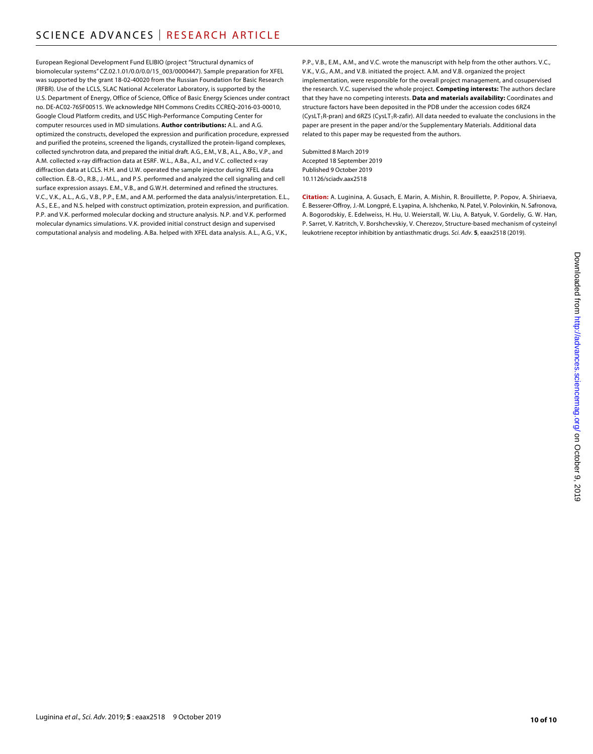European Regional Development Fund ELIBIO (project "Structural dynamics of biomolecular systems" CZ.02.1.01/0.0/0.0/15_003/0000447). Sample preparation for XFEL was supported by the grant 18-02-40020 from the Russian Foundation for Basic Research (RFBR). Use of the LCLS, SLAC National Accelerator Laboratory, is supported by the U.S. Department of Energy, Office of Science, Office of Basic Energy Sciences under contract no. DE-AC02-76SF00515. We acknowledge NIH Commons Credits CCREQ-2016-03-00010, Google Cloud Platform credits, and USC High-Performance Computing Center for computer resources used in MD simulations. **Author contributions:** A.L. and A.G. optimized the constructs, developed the expression and purification procedure, expressed and purified the proteins, screened the ligands, crystallized the protein-ligand complexes, collected synchrotron data, and prepared the initial draft. A.G., E.M., V.B., A.L., A.Bo., V.P., and A.M. collected x-ray diffraction data at ESRF. W.L., A.Ba., A.I., and V.C. collected x-ray diffraction data at LCLS. H.H. and U.W. operated the sample injector during XFEL data collection. É.B.-O., R.B., J.-M.L., and P.S. performed and analyzed the cell signaling and cell surface expression assays. E.M., V.B., and G.W.H. determined and refined the structures. V.C., V.K., A.L., A.G., V.B., P.P., E.M., and A.M. performed the data analysis/interpretation. E.L., A.S., E.E., and N.S. helped with construct optimization, protein expression, and purification. P.P. and V.K. performed molecular docking and structure analysis. N.P. and V.K. performed molecular dynamics simulations. V.K. provided initial construct design and supervised computational analysis and modeling. A.Ba. helped with XFEL data analysis. A.L., A.G., V.K., P.P., V.B., E.M., A.M., and V.C. wrote the manuscript with help from the other authors. V.C., V.K., V.G., A.M., and V.B. initiated the project. A.M. and V.B. organized the project implementation, were responsible for the overall project management, and cosupervised the research. V.C. supervised the whole project. **Competing interests:** The authors declare that they have no competing interests. **Data and materials availability:** Coordinates and structure factors have been deposited in the PDB under the accession codes 6RZ4 ($CysLT_1R$-pran) and 6RZ5 ($CysLT_1R$-zafir). All data needed to evaluate the conclusions in the paper are present in the paper and/or the Supplementary Materials. Additional data related to this paper may be requested from the authors.

Submitted 8 March 2019
Accepted 18 September 2019
Published 9 October 2019
10.1126/sciadv.aax2518

**Citation:** A. Luginina, A. Gusach, E. Marin, A. Mishin, R. Brouillette, P. Popov, A. Shiriaeva, É. Besserer-Offroy, J.-M. Longpré, E. Lyapina, A. Ishchenko, N. Patel, V. Polovinkin, N. Safronova, A. Bogorodskiy, E. Edelweiss, H. Hu, U. Weierstall, W. Liu, A. Batyuk, V. Gordeliy, G. W. Han, P. Sarret, V. Katritch, V. Borshchevskiy, V. Cherezov, Structure-based mechanism of cysteinyl leukotriene receptor inhibition by antiasthmatic drugs. *Sci. Adv.* **5**, eaax2518 (2019).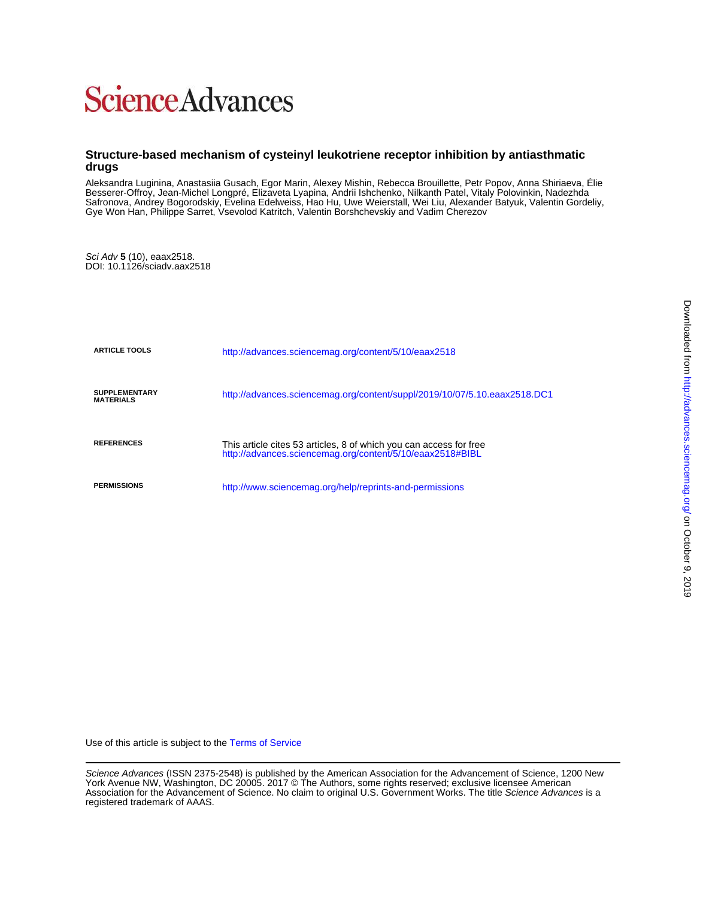# Science Advances

## Structure-based mechanism of cysteinyl leukotriene receptor inhibition by antiasthmatic drugs

Aleksandra Luginina, Anastasiia Gusach, Egor Marin, Alexey Mishin, Rebecca Brouillette, Petr Popov, Anna Shiriaeva, Élie Besserer-Offroy, Jean-Michel Longpré, Elizaveta Lyapina, Andrii Ishchenko, Nilkanth Patel, Vitaly Polovinkin, Nadezhda Safronova, Andrey Bogorodskiy, Evelina Edelweiss, Hao Hu, Uwe Weierstall, Wei Liu, Alexander Batyuk, Valentin Gordeliy, Gye Won Han, Philippe Sarret, Vsevolod Katritch, Valentin Borshchevskiy and Vadim Cherezov

*Sci Adv* **5** (10), eaax2518.
DOI: 10.1126/sciadv.aax2518

| | |
|---|---|
| **ARTICLE TOOLS** | http://advances.sciencemag.org/content/5/10/eaax2518 |
| **SUPPLEMENTARY MATERIALS** | http://advances.sciencemag.org/content/suppl/2019/10/07/5.10.eaax2518.DC1 |
| **REFERENCES** | This article cites 53 articles, 8 of which you can access for free http://advances.sciencemag.org/content/5/10/eaax2518#BIBL |
| **PERMISSIONS** | http://www.sciencemag.org/help/reprints-and-permissions |

Use of this article is subject to the Terms of Service

*Science Advances* (ISSN 2375-2548) is published by the American Association for the Advancement of Science, 1200 New York Avenue NW, Washington, DC 20005. 2017 © The Authors, some rights reserved; exclusive licensee American Association for the Advancement of Science. No claim to original U.S. Government Works. The title *Science Advances* is a registered trademark of AAAS.

Downloaded from http://advances.sciencemag.org/ on October 9, 2019